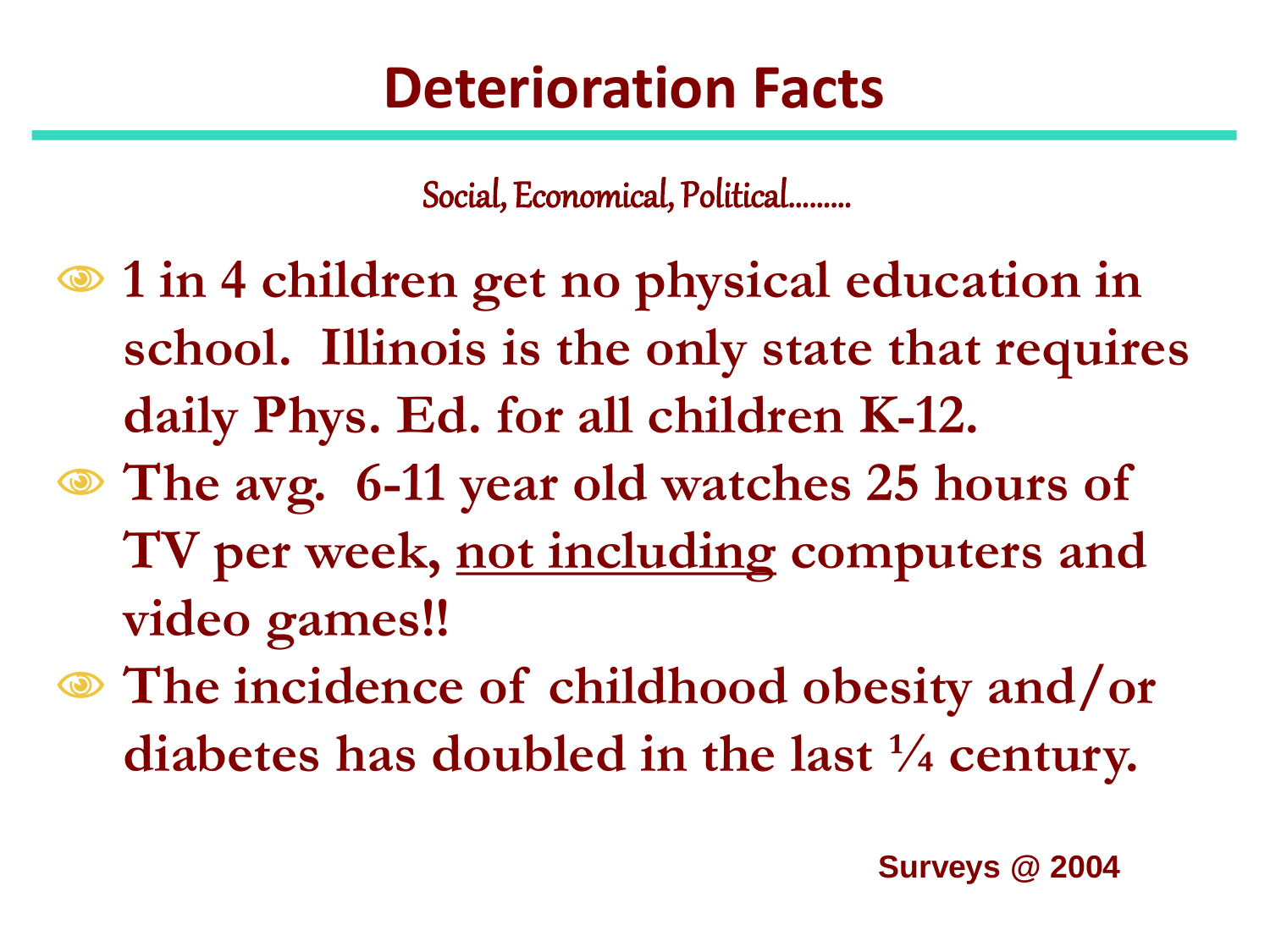# Deterioration Facts

Social, Economical, Political………

- **1 in 4 children get no physical education in school. Illinois is the only state that requires daily Phys. Ed. for all children K-12.**
- **The avg. 6-11 year old watches 25 hours of TV per week, <u>not including</u> computers and video games!!**
- **The incidence of childhood obesity and/or diabetes has doubled in the last ¼ century.**

**Surveys @ 2004**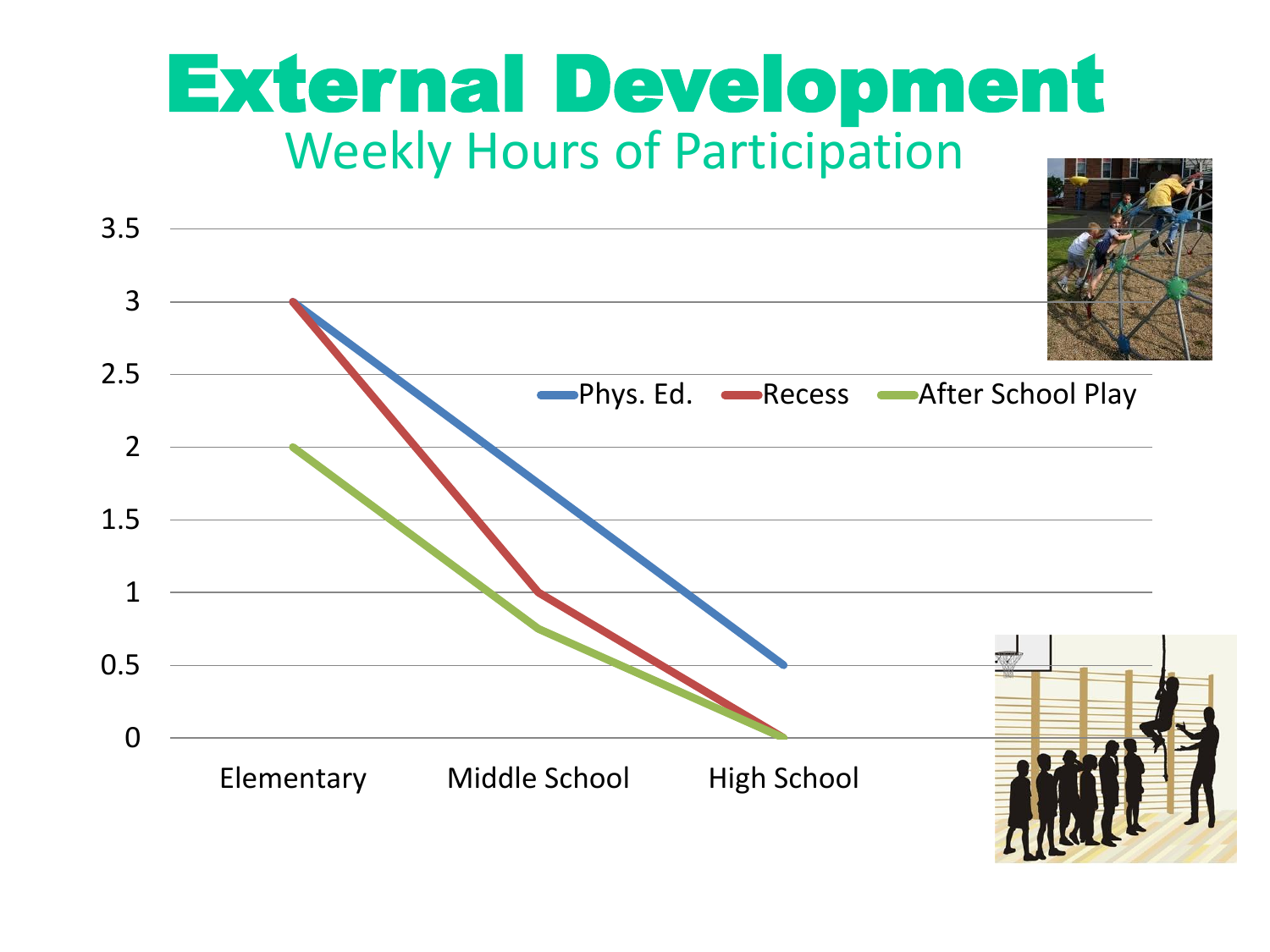# External Development

## Weekly Hours of Participation

| | Elementary | Middle School | High School |
| --- | --- | --- | --- |
| Phys. Ed. | 3 | 1.75 | 0.5 |
| Recess | 3 | 1 | 0 |
| After School Play | 2 | 0.75 | 0 |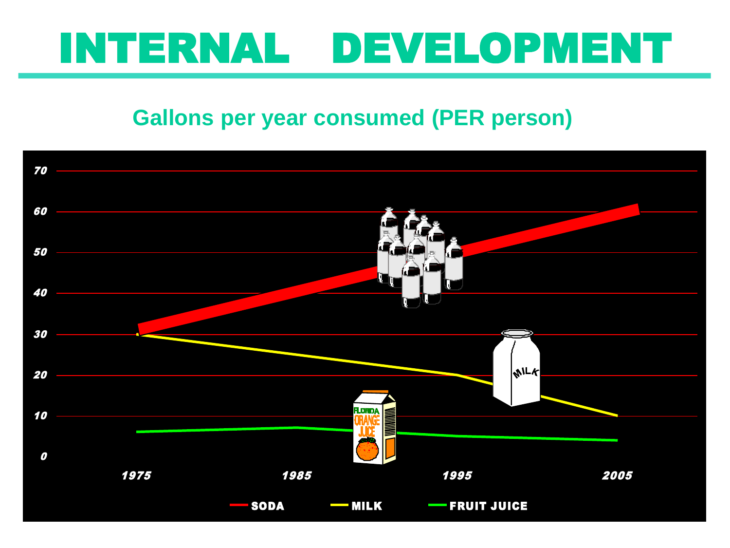# INTERNAL DEVELOPMENT

## Gallons per year consumed (PER person)

| Year | SODA | MILK | FRUIT JUICE |
|---|---|---|---|
| 1975 | 31 | 30 | 6 |
| 1985 | 40 | 25 | 7 |
| 1995 | 49 | 20 | 5 |
| 2005 | 60 | 10 | 4 |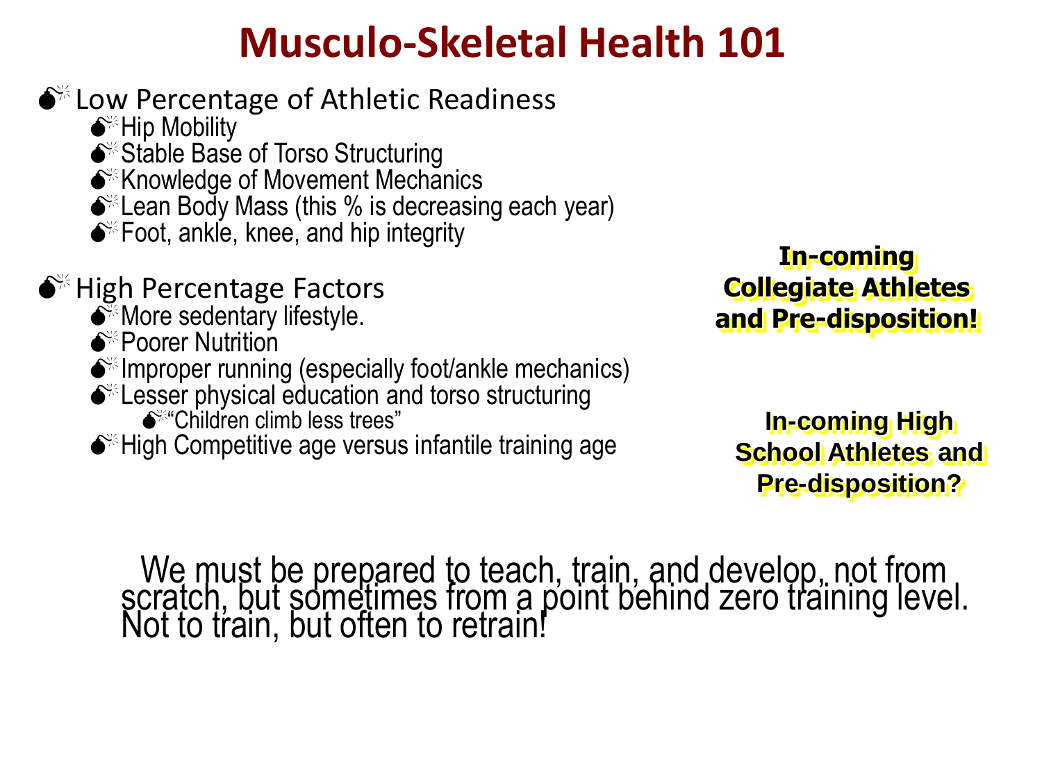# Musculo-Skeletal Health 101

- Low Percentage of Athletic Readiness
  - Hip Mobility
  - Stable Base of Torso Structuring
  - Knowledge of Movement Mechanics
  - Lean Body Mass (this % is decreasing each year)
  - Foot, ankle, knee, and hip integrity
- High Percentage Factors
  - More sedentary lifestyle.
  - Poorer Nutrition
  - Improper running (especially foot/ankle mechanics)
  - Lesser physical education and torso structuring
    - "Children climb less trees"
  - High Competitive age versus infantile training age

**In-coming Collegiate Athletes and Pre-disposition!**

**In-coming High School Athletes and Pre-disposition?**

We must be prepared to teach, train, and develop, not from scratch, but sometimes from a point behind zero training level. Not to train, but often to retrain!